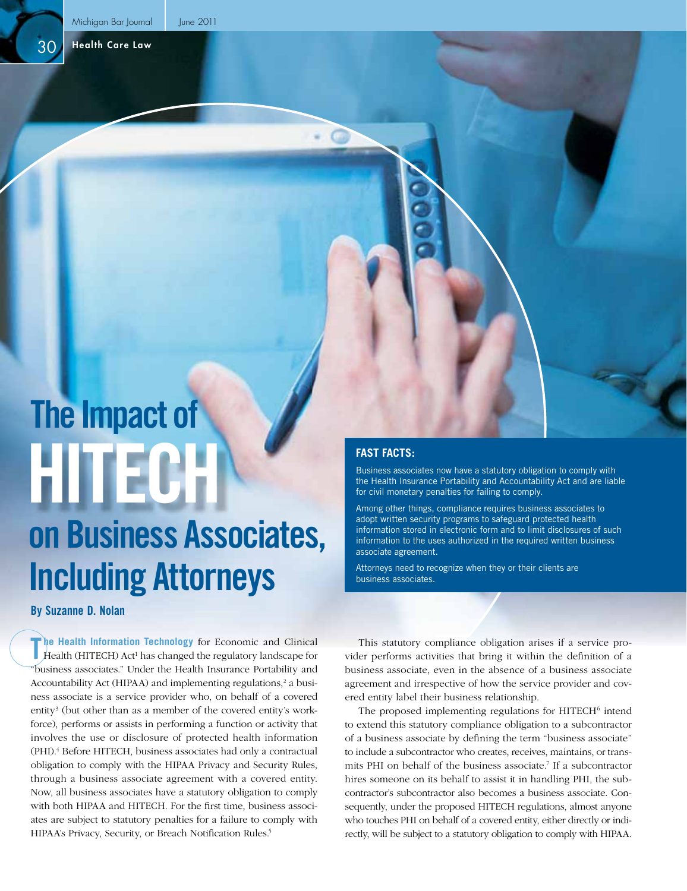# The Impact of HITECH on Business Associates, Including Attorneys

**By Suzanne D. Nolan**

## FAST FACTS:

Business associates now have a statutory obligation to comply with the Health Insurance Portability and Accountability Act and are liable for civil monetary penalties for failing to comply.

Among other things, compliance requires business associates to adopt written security programs to safeguard protected health information stored in electronic form and to limit disclosures of such information to the uses authorized in the required written business associate agreement.

Attorneys need to recognize when they or their clients are business associates.

**The Health Information Technology** for Economic and Clinical Health (HITECH) Act[1] has changed the regulatory landscape for "business associates." Under the Health Insurance Portability and Accountability Act (HIPAA) and implementing regulations,[2] a business associate is a service provider who, on behalf of a covered entity[3] (but other than as a member of the covered entity's workforce), performs or assists in performing a function or activity that involves the use or disclosure of protected health information (PHI).[4] Before HITECH, business associates had only a contractual obligation to comply with the HIPAA Privacy and Security Rules, through a business associate agreement with a covered entity. Now, all business associates have a statutory obligation to comply with both HIPAA and HITECH. For the first time, business associates are subject to statutory penalties for a failure to comply with HIPAA's Privacy, Security, or Breach Notification Rules.[5]

This statutory compliance obligation arises if a service provider performs activities that bring it within the definition of a business associate, even in the absence of a business associate agreement and irrespective of how the service provider and covered entity label their business relationship.

The proposed implementing regulations for HITECH[6] intend to extend this statutory compliance obligation to a subcontractor of a business associate by defining the term "business associate" to include a subcontractor who creates, receives, maintains, or transmits PHI on behalf of the business associate.[7] If a subcontractor hires someone on its behalf to assist it in handling PHI, the subcontractor's subcontractor also becomes a business associate. Consequently, under the proposed HITECH regulations, almost anyone who touches PHI on behalf of a covered entity, either directly or indirectly, will be subject to a statutory obligation to comply with HIPAA.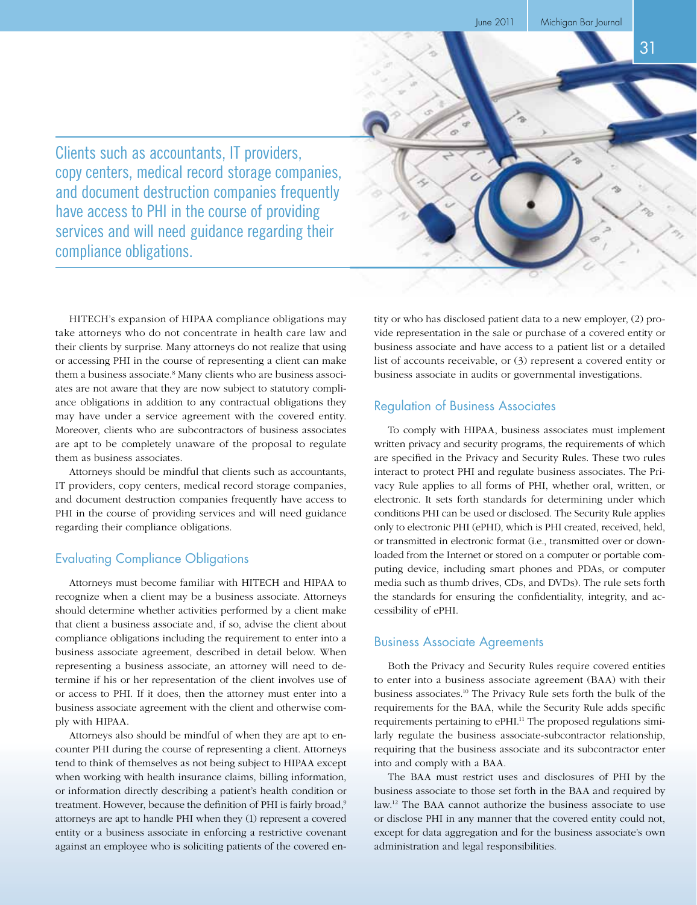Clients such as accountants, IT providers, copy centers, medical record storage companies, and document destruction companies frequently have access to PHI in the course of providing services and will need guidance regarding their compliance obligations.

HITECH's expansion of HIPAA compliance obligations may take attorneys who do not concentrate in health care law and their clients by surprise. Many attorneys do not realize that using or accessing PHI in the course of representing a client can make them a business associate.[8] Many clients who are business associates are not aware that they are now subject to statutory compliance obligations in addition to any contractual obligations they may have under a service agreement with the covered entity. Moreover, clients who are subcontractors of business associates are apt to be completely unaware of the proposal to regulate them as business associates.

Attorneys should be mindful that clients such as accountants, IT providers, copy centers, medical record storage companies, and document destruction companies frequently have access to PHI in the course of providing services and will need guidance regarding their compliance obligations.

## Evaluating Compliance Obligations

Attorneys must become familiar with HITECH and HIPAA to recognize when a client may be a business associate. Attorneys should determine whether activities performed by a client make that client a business associate and, if so, advise the client about compliance obligations including the requirement to enter into a business associate agreement, described in detail below. When representing a business associate, an attorney will need to determine if his or her representation of the client involves use of or access to PHI. If it does, then the attorney must enter into a business associate agreement with the client and otherwise comply with HIPAA.

Attorneys also should be mindful of when they are apt to encounter PHI during the course of representing a client. Attorneys tend to think of themselves as not being subject to HIPAA except when working with health insurance claims, billing information, or information directly describing a patient's health condition or treatment. However, because the definition of PHI is fairly broad,[9] attorneys are apt to handle PHI when they (1) represent a covered entity or a business associate in enforcing a restrictive covenant against an employee who is soliciting patients of the covered entity or who has disclosed patient data to a new employer, (2) provide representation in the sale or purchase of a covered entity or business associate and have access to a patient list or a detailed list of accounts receivable, or (3) represent a covered entity or business associate in audits or governmental investigations.

## Regulation of Business Associates

To comply with HIPAA, business associates must implement written privacy and security programs, the requirements of which are specified in the Privacy and Security Rules. These two rules interact to protect PHI and regulate business associates. The Privacy Rule applies to all forms of PHI, whether oral, written, or electronic. It sets forth standards for determining under which conditions PHI can be used or disclosed. The Security Rule applies only to electronic PHI (ePHI), which is PHI created, received, held, or transmitted in electronic format (i.e., transmitted over or downloaded from the Internet or stored on a computer or portable computing device, including smart phones and PDAs, or computer media such as thumb drives, CDs, and DVDs). The rule sets forth the standards for ensuring the confidentiality, integrity, and accessibility of ePHI.

## Business Associate Agreements

Both the Privacy and Security Rules require covered entities to enter into a business associate agreement (BAA) with their business associates.[10] The Privacy Rule sets forth the bulk of the requirements for the BAA, while the Security Rule adds specific requirements pertaining to ePHI.[11] The proposed regulations similarly regulate the business associate-subcontractor relationship, requiring that the business associate and its subcontractor enter into and comply with a BAA.

The BAA must restrict uses and disclosures of PHI by the business associate to those set forth in the BAA and required by law.[12] The BAA cannot authorize the business associate to use or disclose PHI in any manner that the covered entity could not, except for data aggregation and for the business associate's own administration and legal responsibilities.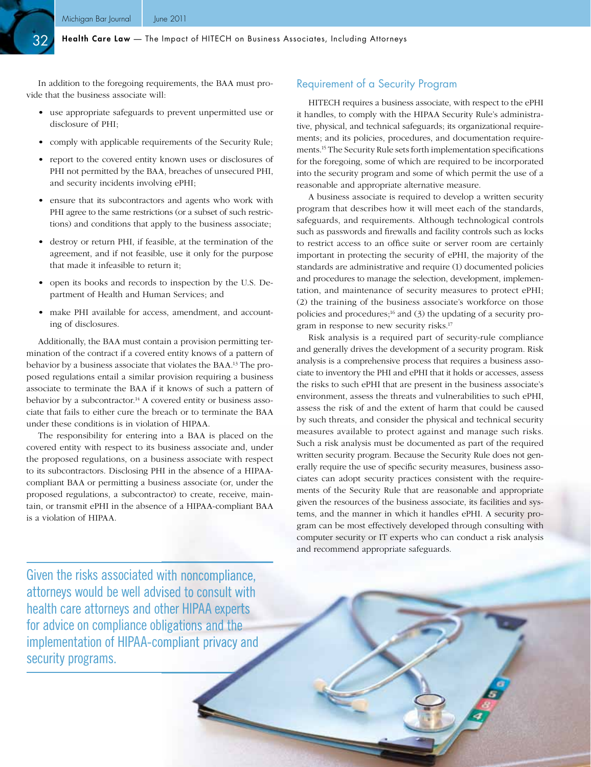In addition to the foregoing requirements, the BAA must provide that the business associate will:

- use appropriate safeguards to prevent unpermitted use or disclosure of PHI;
- comply with applicable requirements of the Security Rule;
- report to the covered entity known uses or disclosures of PHI not permitted by the BAA, breaches of unsecured PHI, and security incidents involving ePHI;
- ensure that its subcontractors and agents who work with PHI agree to the same restrictions (or a subset of such restrictions) and conditions that apply to the business associate;
- destroy or return PHI, if feasible, at the termination of the agreement, and if not feasible, use it only for the purpose that made it infeasible to return it;
- open its books and records to inspection by the U.S. Department of Health and Human Services; and
- make PHI available for access, amendment, and accounting of disclosures.

Additionally, the BAA must contain a provision permitting termination of the contract if a covered entity knows of a pattern of behavior by a business associate that violates the BAA.[13] The proposed regulations entail a similar provision requiring a business associate to terminate the BAA if it knows of such a pattern of behavior by a subcontractor.[14] A covered entity or business associate that fails to either cure the breach or to terminate the BAA under these conditions is in violation of HIPAA.

The responsibility for entering into a BAA is placed on the covered entity with respect to its business associate and, under the proposed regulations, on a business associate with respect to its subcontractors. Disclosing PHI in the absence of a HIPAA-compliant BAA or permitting a business associate (or, under the proposed regulations, a subcontractor) to create, receive, maintain, or transmit ePHI in the absence of a HIPAA-compliant BAA is a violation of HIPAA.

> Given the risks associated with noncompliance, attorneys would be well advised to consult with health care attorneys and other HIPAA experts for advice on compliance obligations and the implementation of HIPAA-compliant privacy and security programs.

## Requirement of a Security Program

HITECH requires a business associate, with respect to the ePHI it handles, to comply with the HIPAA Security Rule's administrative, physical, and technical safeguards; its organizational requirements; and its policies, procedures, and documentation requirements.[15] The Security Rule sets forth implementation specifications for the foregoing, some of which are required to be incorporated into the security program and some of which permit the use of a reasonable and appropriate alternative measure.

A business associate is required to develop a written security program that describes how it will meet each of the standards, safeguards, and requirements. Although technological controls such as passwords and firewalls and facility controls such as locks to restrict access to an office suite or server room are certainly important in protecting the security of ePHI, the majority of the standards are administrative and require (1) documented policies and procedures to manage the selection, development, implementation, and maintenance of security measures to protect ePHI; (2) the training of the business associate's workforce on those policies and procedures;[16] and (3) the updating of a security program in response to new security risks.[17]

Risk analysis is a required part of security-rule compliance and generally drives the development of a security program. Risk analysis is a comprehensive process that requires a business associate to inventory the PHI and ePHI that it holds or accesses, assess the risks to such ePHI that are present in the business associate's environment, assess the threats and vulnerabilities to such ePHI, assess the risk of and the extent of harm that could be caused by such threats, and consider the physical and technical security measures available to protect against and manage such risks. Such a risk analysis must be documented as part of the required written security program. Because the Security Rule does not generally require the use of specific security measures, business associates can adopt security practices consistent with the requirements of the Security Rule that are reasonable and appropriate given the resources of the business associate, its facilities and systems, and the manner in which it handles ePHI. A security program can be most effectively developed through consulting with computer security or IT experts who can conduct a risk analysis and recommend appropriate safeguards.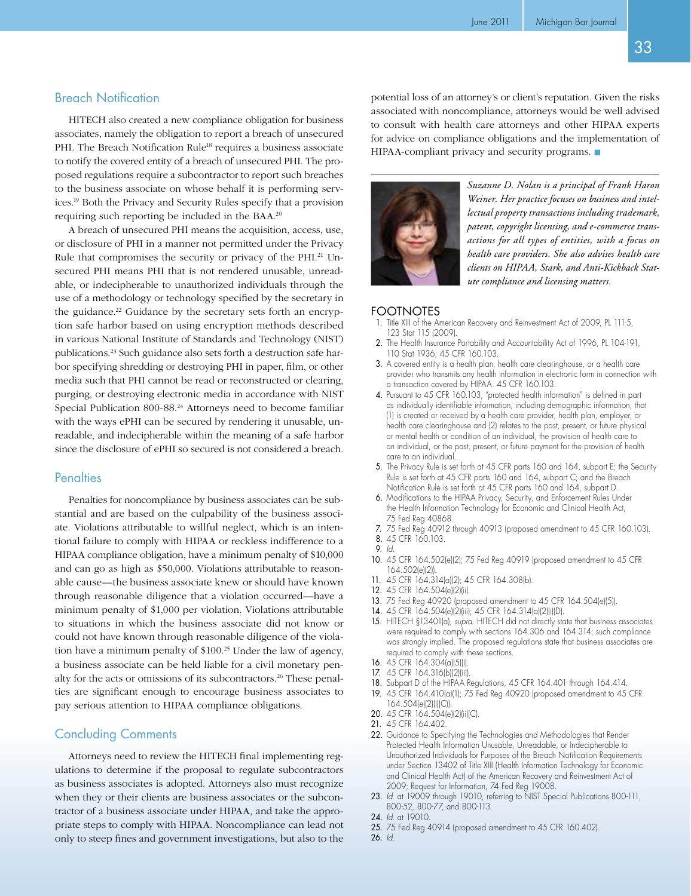## Breach Notification

HITECH also created a new compliance obligation for business associates, namely the obligation to report a breach of unsecured PHI. The Breach Notification Rule[18] requires a business associate to notify the covered entity of a breach of unsecured PHI. The proposed regulations require a subcontractor to report such breaches to the business associate on whose behalf it is performing services.[19] Both the Privacy and Security Rules specify that a provision requiring such reporting be included in the BAA.[20]

A breach of unsecured PHI means the acquisition, access, use, or disclosure of PHI in a manner not permitted under the Privacy Rule that compromises the security or privacy of the PHI.[21] Unsecured PHI means PHI that is not rendered unusable, unreadable, or indecipherable to unauthorized individuals through the use of a methodology or technology specified by the secretary in the guidance.[22] Guidance by the secretary sets forth an encryption safe harbor based on using encryption methods described in various National Institute of Standards and Technology (NIST) publications.[23] Such guidance also sets forth a destruction safe harbor specifying shredding or destroying PHI in paper, film, or other media such that PHI cannot be read or reconstructed or clearing, purging, or destroying electronic media in accordance with NIST Special Publication 800-88.[24] Attorneys need to become familiar with the ways ePHI can be secured by rendering it unusable, unreadable, and indecipherable within the meaning of a safe harbor since the disclosure of ePHI so secured is not considered a breach.

## Penalties

Penalties for noncompliance by business associates can be substantial and are based on the culpability of the business associate. Violations attributable to willful neglect, which is an intentional failure to comply with HIPAA or reckless indifference to a HIPAA compliance obligation, have a minimum penalty of $10,000 and can go as high as $50,000. Violations attributable to reasonable cause—the business associate knew or should have known through reasonable diligence that a violation occurred—have a minimum penalty of $1,000 per violation. Violations attributable to situations in which the business associate did not know or could not have known through reasonable diligence of the violation have a minimum penalty of $100.[25] Under the law of agency, a business associate can be held liable for a civil monetary penalty for the acts or omissions of its subcontractors.[26] These penalties are significant enough to encourage business associates to pay serious attention to HIPAA compliance obligations.

## Concluding Comments

Attorneys need to review the HITECH final implementing regulations to determine if the proposal to regulate subcontractors as business associates is adopted. Attorneys also must recognize when they or their clients are business associates or the subcontractor of a business associate under HIPAA, and take the appropriate steps to comply with HIPAA. Noncompliance can lead not only to steep fines and government investigations, but also to the potential loss of an attorney's or client's reputation. Given the risks associated with noncompliance, attorneys would be well advised to consult with health care attorneys and other HIPAA experts for advice on compliance obligations and the implementation of HIPAA-compliant privacy and security programs. ■

*Suzanne D. Nolan is a principal of Frank Haron Weiner. Her practice focuses on business and intellectual property transactions including trademark, patent, copyright licensing, and e-commerce transactions for all types of entities, with a focus on health care providers. She also advises health care clients on HIPAA, Stark, and Anti-Kickback Statute compliance and licensing matters.*

## FOOTNOTES

1. Title XIII of the American Recovery and Reinvestment Act of 2009, PL 111-5, 123 Stat 115 (2009).
2. The Health Insurance Portability and Accountability Act of 1996, PL 104-191, 110 Stat 1936; 45 CFR 160.103.
3. A covered entity is a health plan, health care clearinghouse, or a health care provider who transmits any health information in electronic form in connection with a transaction covered by HIPAA. 45 CFR 160.103.
4. Pursuant to 45 CFR 160.103, "protected health information" is defined in part as individually identifiable information, including demographic information, that (1) is created or received by a health care provider, health plan, employer, or health care clearinghouse and (2) relates to the past, present, or future physical or mental health or condition of an individual, the provision of health care to an individual, or the past, present, or future payment for the provision of health care to an individual.
5. The Privacy Rule is set forth at 45 CFR parts 160 and 164, subpart E; the Security Rule is set forth at 45 CFR parts 160 and 164, subpart C; and the Breach Notification Rule is set forth at 45 CFR parts 160 and 164, subpart D.
6. Modifications to the HIPAA Privacy, Security, and Enforcement Rules Under the Health Information Technology for Economic and Clinical Health Act, 75 Fed Reg 40868.
7. 75 Fed Reg 40912 through 40913 (proposed amendment to 45 CFR 160.103).
8. 45 CFR 160.103.
9. *Id.*
10. 45 CFR 164.502(e)(2); 75 Fed Reg 40919 (proposed amendment to 45 CFR 164.502(e)(2)).
11. 45 CFR 164.314(a)(2); 45 CFR 164.308(b).
12. 45 CFR 164.504(e)(2)(ii).
13. 75 Fed Reg 40920 (proposed amendment to 45 CFR 164.504(e)(5)).
14. 45 CFR 164.504(e)(2)(iii); 45 CFR 164.314(a)(2)(i)(D).
15. HITECH §13401(a), *supra*. HITECH did not directly state that business associates were required to comply with sections 164.306 and 164.314; such compliance was strongly implied. The proposed regulations state that business associates are required to comply with these sections.
16. 45 CFR 164.304(a)(5)(i).
17. 45 CFR 164.316(b)(2)(iii).
18. Subpart D of the HIPAA Regulations, 45 CFR 164.401 through 164.414.
19. 45 CFR 164.410(a)(1); 75 Fed Reg 40920 (proposed amendment to 45 CFR 164.504(e)(2)(i)(C)).
20. 45 CFR 164.504(e)(2)(ii)(C).
21. 45 CFR 164.402.
22. Guidance to Specifying the Technologies and Methodologies that Render Protected Health Information Unusable, Unreadable, or Indecipherable to Unauthorized Individuals for Purposes of the Breach Notification Requirements under Section 13402 of Title XIII (Health Information Technology for Economic and Clinical Health Act) of the American Recovery and Reinvestment Act of 2009; Request for Information, 74 Fed Reg 19008.
23. *Id.* at 19009 through 19010, referring to NIST Special Publications 800-111, 800-52, 800-77, and 800-113.
24. *Id.* at 19010.
25. 75 Fed Reg 40914 (proposed amendment to 45 CFR 160.402).
26. *Id.*